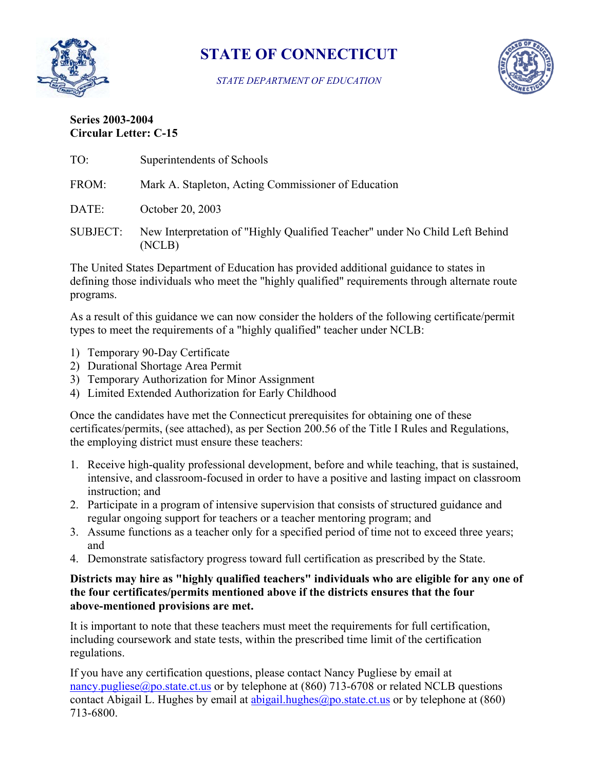# STATE OF CONNECTICUT

*STATE DEPARTMENT OF EDUCATION*

**Series 2003-2004**
**Circular Letter: C-15**

TO: Superintendents of Schools

FROM: Mark A. Stapleton, Acting Commissioner of Education

DATE: October 20, 2003

SUBJECT: New Interpretation of "Highly Qualified Teacher" under No Child Left Behind (NCLB)

The United States Department of Education has provided additional guidance to states in defining those individuals who meet the "highly qualified" requirements through alternate route programs.

As a result of this guidance we can now consider the holders of the following certificate/permit types to meet the requirements of a "highly qualified" teacher under NCLB:

1) Temporary 90-Day Certificate
2) Durational Shortage Area Permit
3) Temporary Authorization for Minor Assignment
4) Limited Extended Authorization for Early Childhood

Once the candidates have met the Connecticut prerequisites for obtaining one of these certificates/permits, (see attached), as per Section 200.56 of the Title I Rules and Regulations, the employing district must ensure these teachers:

1. Receive high-quality professional development, before and while teaching, that is sustained, intensive, and classroom-focused in order to have a positive and lasting impact on classroom instruction; and
2. Participate in a program of intensive supervision that consists of structured guidance and regular ongoing support for teachers or a teacher mentoring program; and
3. Assume functions as a teacher only for a specified period of time not to exceed three years; and
4. Demonstrate satisfactory progress toward full certification as prescribed by the State.

**Districts may hire as "highly qualified teachers" individuals who are eligible for any one of the four certificates/permits mentioned above if the districts ensures that the four above-mentioned provisions are met.**

It is important to note that these teachers must meet the requirements for full certification, including coursework and state tests, within the prescribed time limit of the certification regulations.

If you have any certification questions, please contact Nancy Pugliese by email at nancy.pugliese@po.state.ct.us or by telephone at (860) 713-6708 or related NCLB questions contact Abigail L. Hughes by email at abigail.hughes@po.state.ct.us or by telephone at (860) 713-6800.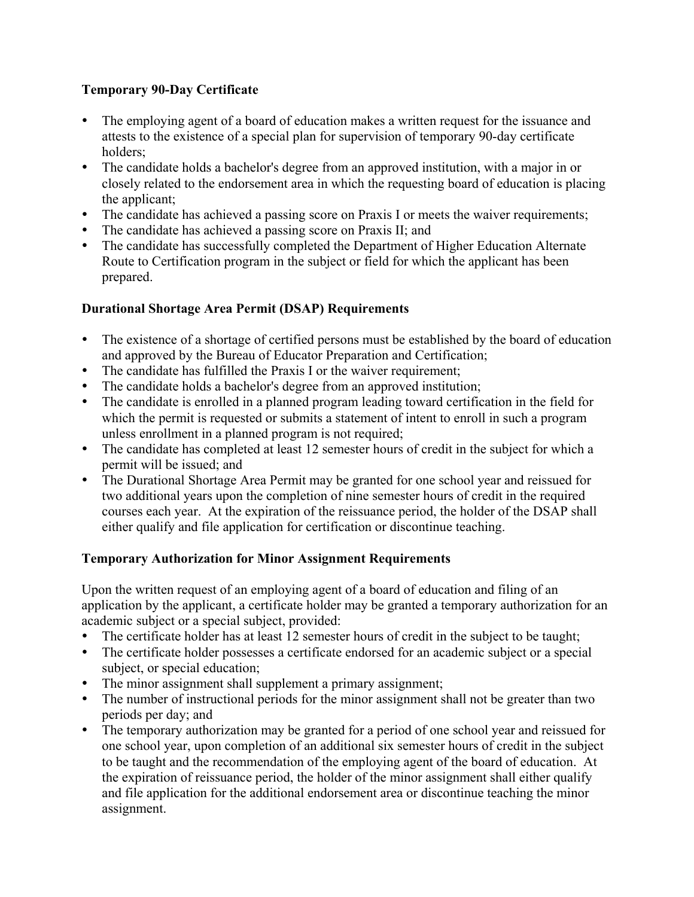**Temporary 90-Day Certificate**

- The employing agent of a board of education makes a written request for the issuance and attests to the existence of a special plan for supervision of temporary 90-day certificate holders;
- The candidate holds a bachelor's degree from an approved institution, with a major in or closely related to the endorsement area in which the requesting board of education is placing the applicant;
- The candidate has achieved a passing score on Praxis I or meets the waiver requirements;
- The candidate has achieved a passing score on Praxis II; and
- The candidate has successfully completed the Department of Higher Education Alternate Route to Certification program in the subject or field for which the applicant has been prepared.

**Durational Shortage Area Permit (DSAP) Requirements**

- The existence of a shortage of certified persons must be established by the board of education and approved by the Bureau of Educator Preparation and Certification;
- The candidate has fulfilled the Praxis I or the waiver requirement;
- The candidate holds a bachelor's degree from an approved institution;
- The candidate is enrolled in a planned program leading toward certification in the field for which the permit is requested or submits a statement of intent to enroll in such a program unless enrollment in a planned program is not required;
- The candidate has completed at least 12 semester hours of credit in the subject for which a permit will be issued; and
- The Durational Shortage Area Permit may be granted for one school year and reissued for two additional years upon the completion of nine semester hours of credit in the required courses each year. At the expiration of the reissuance period, the holder of the DSAP shall either qualify and file application for certification or discontinue teaching.

**Temporary Authorization for Minor Assignment Requirements**

Upon the written request of an employing agent of a board of education and filing of an application by the applicant, a certificate holder may be granted a temporary authorization for an academic subject or a special subject, provided:

- The certificate holder has at least 12 semester hours of credit in the subject to be taught;
- The certificate holder possesses a certificate endorsed for an academic subject or a special subject, or special education;
- The minor assignment shall supplement a primary assignment;
- The number of instructional periods for the minor assignment shall not be greater than two periods per day; and
- The temporary authorization may be granted for a period of one school year and reissued for one school year, upon completion of an additional six semester hours of credit in the subject to be taught and the recommendation of the employing agent of the board of education. At the expiration of reissuance period, the holder of the minor assignment shall either qualify and file application for the additional endorsement area or discontinue teaching the minor assignment.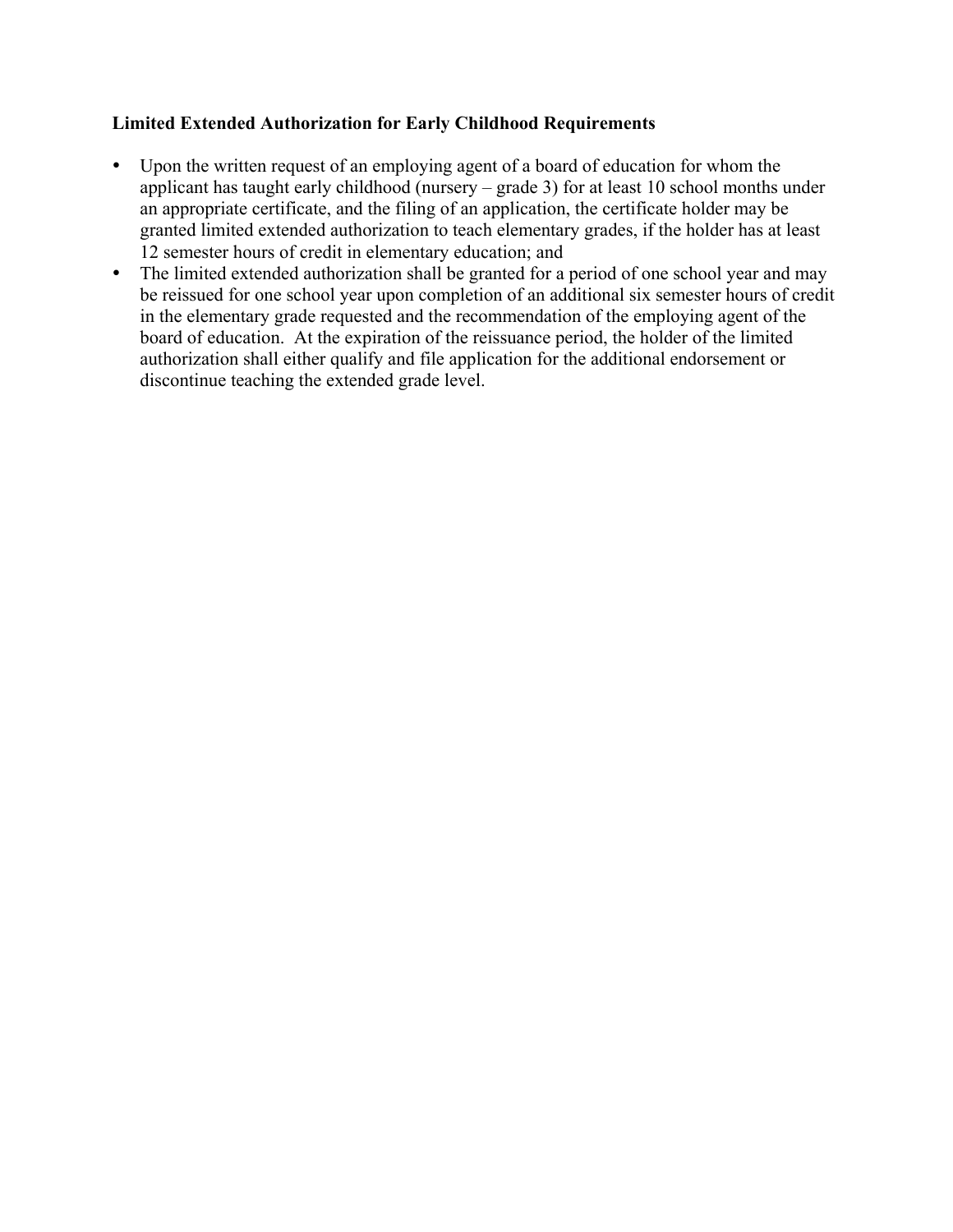**Limited Extended Authorization for Early Childhood Requirements**

- Upon the written request of an employing agent of a board of education for whom the applicant has taught early childhood (nursery – grade 3) for at least 10 school months under an appropriate certificate, and the filing of an application, the certificate holder may be granted limited extended authorization to teach elementary grades, if the holder has at least 12 semester hours of credit in elementary education; and
- The limited extended authorization shall be granted for a period of one school year and may be reissued for one school year upon completion of an additional six semester hours of credit in the elementary grade requested and the recommendation of the employing agent of the board of education. At the expiration of the reissuance period, the holder of the limited authorization shall either qualify and file application for the additional endorsement or discontinue teaching the extended grade level.